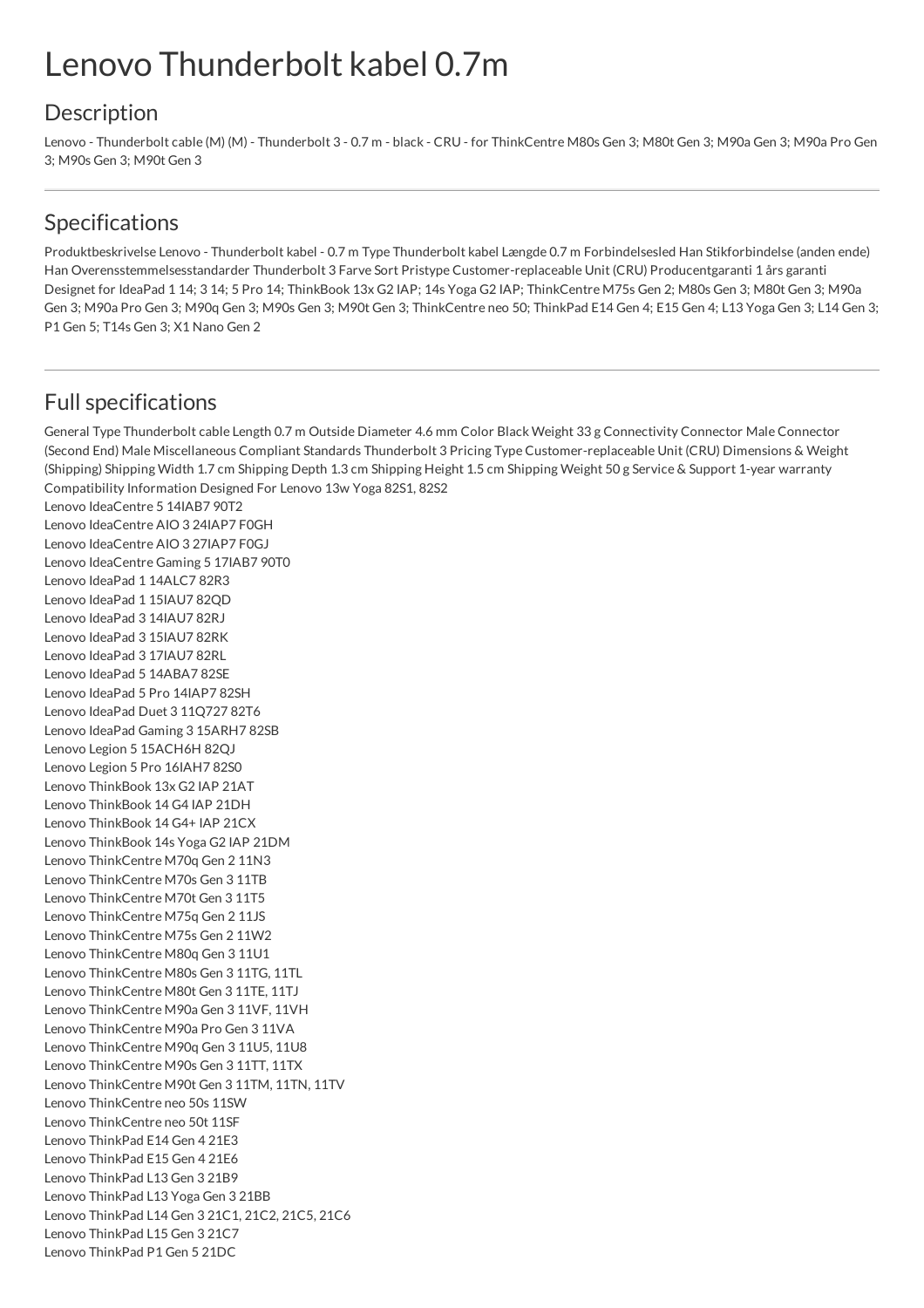# Lenovo Thunderbolt kabel 0.7m

## Description

Lenovo - Thunderbolt cable (M) (M) - Thunderbolt 3 - 0.7 m - black - CRU - for ThinkCentre M80s Gen 3; M80t Gen 3; M90a Gen 3; M90a Pro Gen 3; M90s Gen 3; M90t Gen 3

## Specifications

Produktbeskrivelse Lenovo - Thunderbolt kabel - 0.7 m Type Thunderbolt kabel Længde 0.7 m Forbindelsesled Han Stikforbindelse (anden ende) Han Overensstemmelsesstandarder Thunderbolt 3 Farve Sort Pristype Customer-replaceable Unit (CRU) Producentgaranti 1 års garanti Designet for IdeaPad 1 14; 3 14; 5 Pro 14; ThinkBook 13x G2 IAP; 14s Yoga G2 IAP; ThinkCentre M75s Gen 2; M80s Gen 3; M80t Gen 3; M90a Gen 3; M90a Pro Gen 3; M90q Gen 3; M90s Gen 3; M90t Gen 3; ThinkCentre neo 50; ThinkPad E14 Gen 4; E15 Gen 4; L13 Yoga Gen 3; L14 Gen 3; P1 Gen 5; T14s Gen 3; X1 Nano Gen 2

## Full specifications

General Type Thunderbolt cable Length 0.7 m Outside Diameter 4.6 mm Color Black Weight 33 g Connectivity Connector Male Connector (Second End) Male Miscellaneous Compliant Standards Thunderbolt 3 Pricing Type Customer-replaceable Unit (CRU) Dimensions & Weight (Shipping) Shipping Width 1.7 cm Shipping Depth 1.3 cm Shipping Height 1.5 cm Shipping Weight 50 g Service & Support 1-year warranty Compatibility Information Designed For Lenovo 13w Yoga 82S1, 82S2
Lenovo IdeaCentre 5 14IAB7 90T2
Lenovo IdeaCentre AIO 3 24IAP7 F0GH
Lenovo IdeaCentre AIO 3 27IAP7 F0GJ
Lenovo IdeaCentre Gaming 5 17IAB7 90T0
Lenovo IdeaPad 1 14ALC7 82R3
Lenovo IdeaPad 1 15IAU7 82QD
Lenovo IdeaPad 3 14IAU7 82RJ
Lenovo IdeaPad 3 15IAU7 82RK
Lenovo IdeaPad 3 17IAU7 82RL
Lenovo IdeaPad 5 14ABA7 82SE
Lenovo IdeaPad 5 Pro 14IAP7 82SH
Lenovo IdeaPad Duet 3 11Q727 82T6
Lenovo IdeaPad Gaming 3 15ARH7 82SB
Lenovo Legion 5 15ACH6H 82QJ
Lenovo Legion 5 Pro 16IAH7 82S0
Lenovo ThinkBook 13x G2 IAP 21AT
Lenovo ThinkBook 14 G4 IAP 21DH
Lenovo ThinkBook 14 G4+ IAP 21CX
Lenovo ThinkBook 14s Yoga G2 IAP 21DM
Lenovo ThinkCentre M70q Gen 2 11N3
Lenovo ThinkCentre M70s Gen 3 11TB
Lenovo ThinkCentre M70t Gen 3 11T5
Lenovo ThinkCentre M75q Gen 2 11JS
Lenovo ThinkCentre M75s Gen 2 11W2
Lenovo ThinkCentre M80q Gen 3 11U1
Lenovo ThinkCentre M80s Gen 3 11TG, 11TL
Lenovo ThinkCentre M80t Gen 3 11TE, 11TJ
Lenovo ThinkCentre M90a Gen 3 11VF, 11VH
Lenovo ThinkCentre M90a Pro Gen 3 11VA
Lenovo ThinkCentre M90q Gen 3 11U5, 11U8
Lenovo ThinkCentre M90s Gen 3 11TT, 11TX
Lenovo ThinkCentre M90t Gen 3 11TM, 11TN, 11TV
Lenovo ThinkCentre neo 50s 11SW
Lenovo ThinkCentre neo 50t 11SF
Lenovo ThinkPad E14 Gen 4 21E3
Lenovo ThinkPad E15 Gen 4 21E6
Lenovo ThinkPad L13 Gen 3 21B9
Lenovo ThinkPad L13 Yoga Gen 3 21BB
Lenovo ThinkPad L14 Gen 3 21C1, 21C2, 21C5, 21C6
Lenovo ThinkPad L15 Gen 3 21C7
Lenovo ThinkPad P1 Gen 5 21DC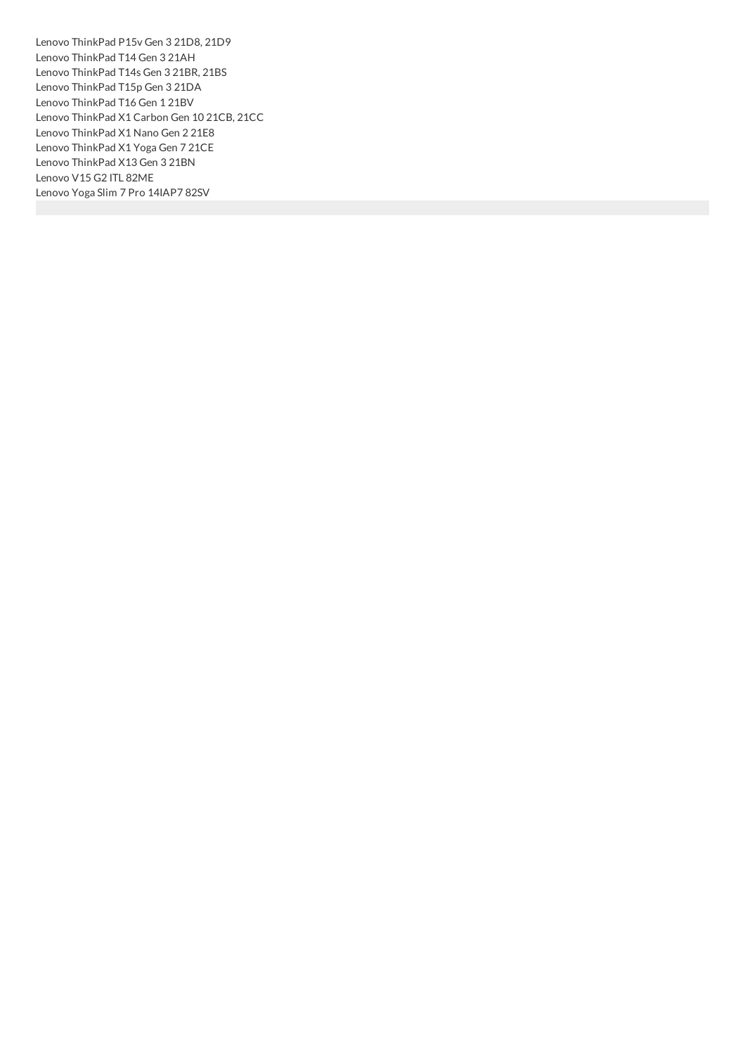Lenovo ThinkPad P15v Gen 3 21D8, 21D9
Lenovo ThinkPad T14 Gen 3 21AH
Lenovo ThinkPad T14s Gen 3 21BR, 21BS
Lenovo ThinkPad T15p Gen 3 21DA
Lenovo ThinkPad T16 Gen 1 21BV
Lenovo ThinkPad X1 Carbon Gen 10 21CB, 21CC
Lenovo ThinkPad X1 Nano Gen 2 21E8
Lenovo ThinkPad X1 Yoga Gen 7 21CE
Lenovo ThinkPad X13 Gen 3 21BN
Lenovo V15 G2 ITL 82ME
Lenovo Yoga Slim 7 Pro 14IAP7 82SV